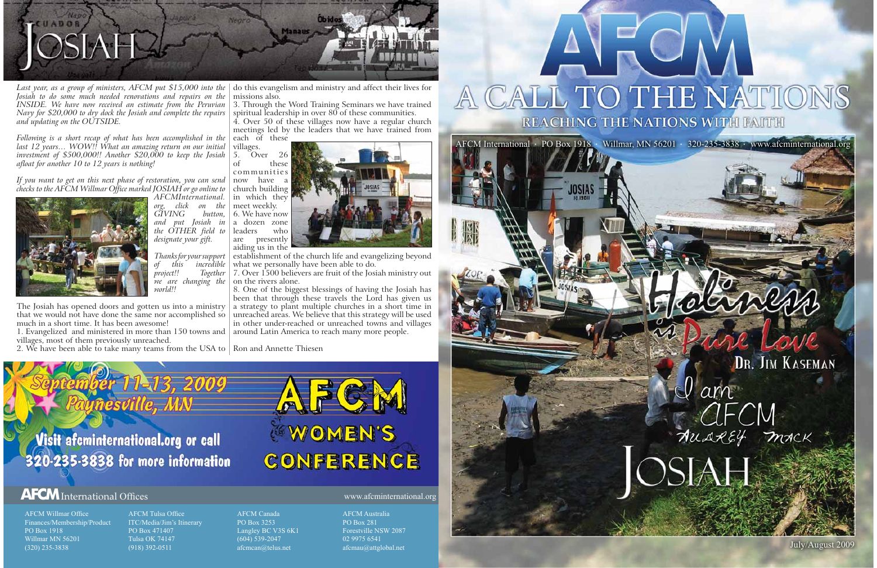# JOSIAH

*Last year, as a group of ministers, AFCM put $15,000 into the Josiah to do some much needed renovations and repairs on the INSIDE. We have now received an estimate from the Peruvian Navy for $20,000 to dry dock the Josiah and complete the repairs and updating on the OUTSIDE.*

*Following is a short recap of what has been accomplished in the last 12 years… WOW!! What an amazing return on our initial investment of $500,000!! Another $20,000 to keep the Josiah afloat for another 10 to 12 years is nothing!*

*If you want to get on this next phase of restoration, you can send checks to the AFCM Willmar Office marked JOSIAH or go online to AFCMInternational.org, click on the GIVING button, and put Josiah in the OTHER field to designate your gift.*

*Thanks for your support of this incredible project!! Together we are changing the world!!*

The Josiah has opened doors and gotten us into a ministry that we would not have done the same nor accomplished so much in a short time. It has been awesome!

1. Evangelized and ministered in more than 150 towns and villages, most of them previously unreached.
2. We have been able to take many teams from the USA to do this evangelism and ministry and affect their lives for missions also.
3. Through the Word Training Seminars we have trained spiritual leadership in over 80 of these communities.
4. Over 50 of these villages now have a regular church meetings led by the leaders that we have trained from each of these villages.
5. Over 26 of these communities now have a church building in which they meet weekly.
6. We have now a dozen zone leaders who are presently aiding us in the establishment of the church life and evangelizing beyond what we personally have been able to do.
7. Over 1500 believers are fruit of the Josiah ministry out on the rivers alone.
8. One of the biggest blessings of having the Josiah has been that through these travels the Lord has given us a strategy to plant multiple churches in a short time in unreached areas. We believe that this strategy will be used in other under-reached or unreached towns and villages around Latin America to reach many more people.

Ron and Annette Thiesen

## AFCM WOMEN'S CONFERENCE

September 11-13, 2009
Paynesville, MN

Visit afcminternational.org or call 320-235-3838 for more information

## AFCM International Offices

www.afcminternational.org

AFCM Willmar Office
Finances/Membership/Product
PO Box 1918
Willmar MN 56201
(320) 235-3838

AFCM Tulsa Office
ITC/Media/Jim's Itinerary
PO Box 471407
Tulsa OK 74147
(918) 392-0511

AFCM Canada
PO Box 3253
Langley BC V3S 6K1
(604) 539-2047
afcmcan@telus.net

AFCM Australia
PO Box 281
Forestville NSW 2087
02 9975 6541
afcmau@attglobal.net

# AFCM

# A CALL TO THE NATIONS

## REACHING THE NATIONS WITH FAITH

AFCM International · PO Box 1918 · Willmar, MN 56201 · 320-235-3838 · www.afcminternational.org

Holiness is Pure Love — Dr. Jim Kaseman

I am AFCM — Audrey Mack

JOSIAH

July/August 2009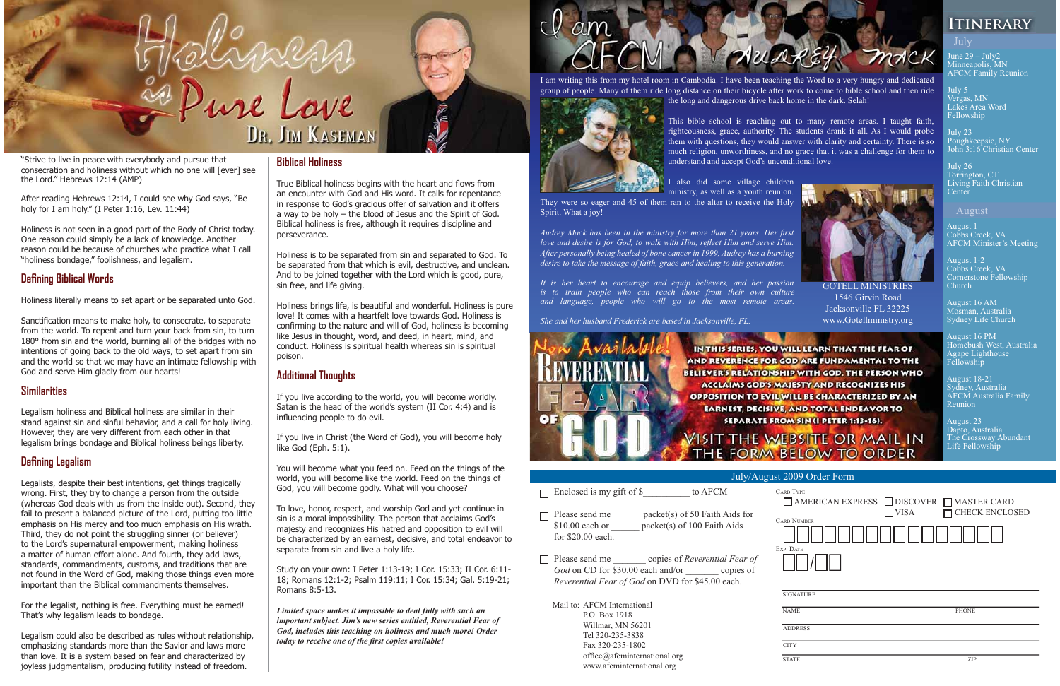# Holiness is Pure Love

## Dr. Jim Kaseman

"Strive to live in peace with everybody and pursue that consecration and holiness without which no one will [ever] see the Lord." Hebrews 12:14 (AMP)

After reading Hebrews 12:14, I could see why God says, "Be holy for I am holy." (I Peter 1:16, Lev. 11:44)

Holiness is not seen in a good part of the Body of Christ today. One reason could simply be a lack of knowledge. Another reason could be because of churches who practice what I call "holiness bondage," foolishness, and legalism.

### Defining Biblical Words

Holiness literally means to set apart or be separated unto God.

Sanctification means to make holy, to consecrate, to separate from the world. To repent and turn your back from sin, to turn 180° from sin and the world, burning all of the bridges with no intentions of going back to the old ways, to set apart from sin and the world so that we may have an intimate fellowship with God and serve Him gladly from our hearts!

### Similarities

Legalism holiness and Biblical holiness are similar in their stand against sin and sinful behavior, and a call for holy living. However, they are very different from each other in that legalism brings bondage and Biblical holiness beings liberty.

### Defining Legalism

Legalists, despite their best intentions, get things tragically wrong. First, they try to change a person from the outside (whereas God deals with us from the inside out). Second, they fail to present a balanced picture of the Lord, putting too little emphasis on His mercy and too much emphasis on His wrath. Third, they do not point the struggling sinner (or believer) to the Lord's supernatural empowerment, making holiness a matter of human effort alone. And fourth, they add laws, standards, commandments, customs, and traditions that are not found in the Word of God, making those things even more important than the Biblical commandments themselves.

For the legalist, nothing is free. Everything must be earned! That's why legalism leads to bondage.

Legalism could also be described as rules without relationship, emphasizing standards more than the Savior and laws more than love. It is a system based on fear and characterized by joyless judgmentalism, producing futility instead of freedom.

### Biblical Holiness

True Biblical holiness begins with the heart and flows from an encounter with God and His word. It calls for repentance in response to God's gracious offer of salvation and it offers a way to be holy – the blood of Jesus and the Spirit of God. Biblical holiness is free, although it requires discipline and perseverance.

Holiness is to be separated from sin and separated to God. To be separated from that which is evil, destructive, and unclean. And to be joined together with the Lord which is good, pure, sin free, and life giving.

Holiness brings life, is beautiful and wonderful. Holiness is pure love! It comes with a heartfelt love towards God. Holiness is confirming to the nature and will of God, holiness is becoming like Jesus in thought, word, and deed, in heart, mind, and conduct. Holiness is spiritual health whereas sin is spiritual poison.

### Additional Thoughts

If you live according to the world, you will become worldly. Satan is the head of the world's system (II Cor. 4:4) and is influencing people to do evil.

If you live in Christ (the Word of God), you will become holy like God (Eph. 5:1).

You will become what you feed on. Feed on the things of the world, you will become like the world. Feed on the things of God, you will become godly. What will you choose?

To love, honor, respect, and worship God and yet continue in sin is a moral impossibility. The person that acclaims God's majesty and recognizes His hatred and opposition to evil will be characterized by an earnest, decisive, and total endeavor to separate from sin and live a holy life.

Study on your own: I Peter 1:13-19; I Cor. 15:33; II Cor. 6:11-18; Romans 12:1-2; Psalm 119:11; I Cor. 15:34; Gal. 5:19-21; Romans 8:5-13.

***Limited space makes it impossible to deal fully with such an important subject. Jim's new series entitled, Reverential Fear of God, includes this teaching on holiness and much more! Order today to receive one of the first copies available!***

# I am AFCM — Audrey Mack

I am writing this from my hotel room in Cambodia. I have been teaching the Word to a very hungry and dedicated group of people. Many of them ride long distance on their bicycle after work to come to bible school and then ride the long and dangerous drive back home in the dark. Selah!

This bible school is reaching out to many remote areas. I taught faith, righteousness, grace, authority. The students drank it all. As I would probe them with questions, they would answer with clarity and certainty. There is so much religion, unworthiness, and no grace that it was a challenge for them to understand and accept God's unconditional love.

I also did some village children ministry, as well as a youth reunion. They were so eager and 45 of them ran to the altar to receive the Holy Spirit. What a joy!

*Audrey Mack has been in the ministry for more than 21 years. Her first love and desire is for God, to walk with Him, reflect Him and serve Him. After personally being healed of bone cancer in 1999, Audrey has a burning desire to take the message of faith, grace and healing to this generation.*

*It is her heart to encourage and equip believers, and her passion is to train people who can reach those from their own culture and language, people who will go to the most remote areas.*

*She and her husband Frederick are based in Jacksonville, FL.*

GOTELL MINISTRIES
1546 Girvin Road
Jacksonville FL 32225
www.Gotellministry.org

## Now Available! Reverential Fear of God

IN THIS SERIES, YOU WILL LEARN THAT THE FEAR OF AND REVERENCE FOR GOD ARE FUNDAMENTAL TO THE BELIEVER'S RELATIONSHIP WITH GOD. THE PERSON WHO ACCLAIMS GOD'S MAJESTY AND RECOGNIZES HIS OPPOSITION TO EVIL WILL BE CHARACTERIZED BY AN EARNEST, DECISIVE, AND TOTAL ENDEAVOR TO SEPARATE FROM SIN (I PETER 1:13-16).

VISIT THE WEBSITE OR MAIL IN THE FORM BELOW TO ORDER

# Itinerary

## July

June 29 – July2
Minneapolis, MN
AFCM Family Reunion

July 5
Vergas, MN
Lakes Area Word Fellowship

July 23
Poughkeepsie, NY
John 3:16 Christian Center

July 26
Torrington, CT
Living Faith Christian Center

## August

August 1
Cobbs Creek, VA
AFCM Minister's Meeting

August 1-2
Cobbs Creek, VA
Cornerstone Fellowship Church

August 16 AM
Mosman, Australia
Sydney Life Church

August 16 PM
Homebush West, Australia
Agape Lighthouse Fellowship

August 18-21
Sydney, Australia
AFCM Australia Family Reunion

August 23
Dapto, Australia
The Crossway Abundant Life Fellowship

## July/August 2009 Order Form

☐ Enclosed is my gift of $__________ to AFCM

☐ Please send me ______ packet(s) of 50 Faith Aids for $10.00 each or ______ packet(s) of 100 Faith Aids for $20.00 each.

☐ Please send me _______ copies of *Reverential Fear of God* on CD for $30.00 each and/or _______ copies of *Reverential Fear of God* on DVD for $45.00 each.

Mail to: AFCM International
P.O. Box 1918
Willmar, MN 56201
Tel 320-235-3838
Fax 320-235-1802
office@afcminternational.org
www.afcminternational.org

Card Type
☐ AMERICAN EXPRESS ☐ DISCOVER ☐ MASTER CARD ☐ VISA ☐ CHECK ENCLOSED

Card Number

Exp. Date __/__

Signature

Name Phone

Address

City

State Zip